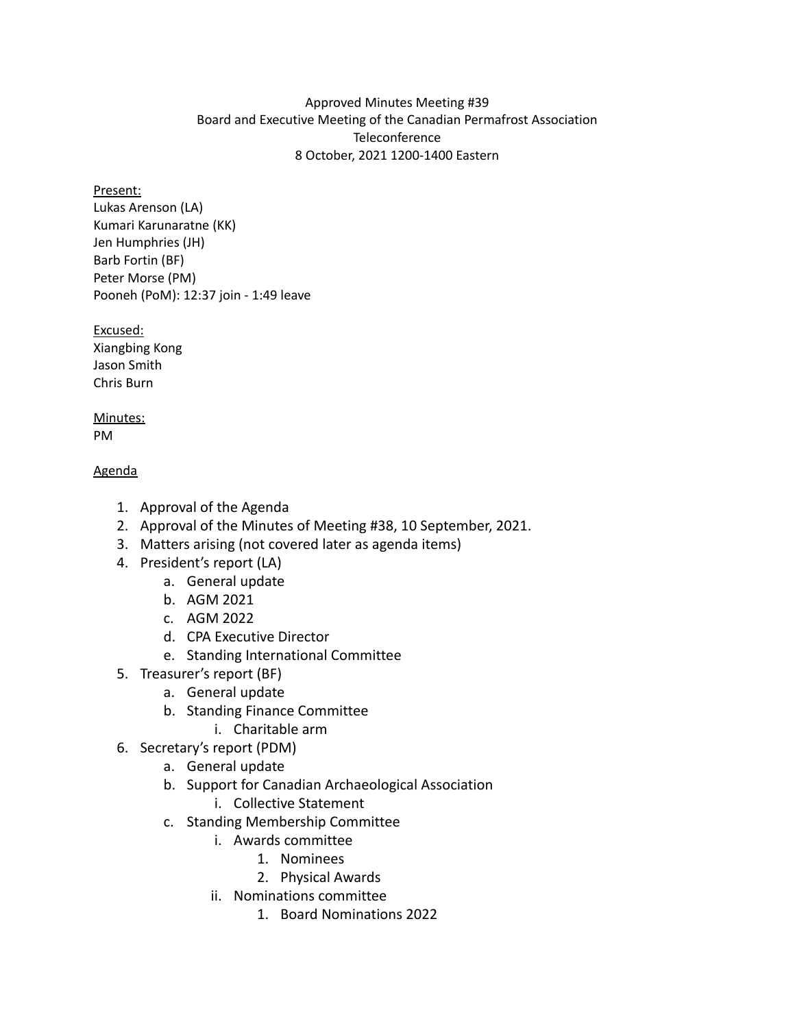Approved Minutes Meeting #39
Board and Executive Meeting of the Canadian Permafrost Association
Teleconference
8 October, 2021 1200-1400 Eastern

<u>Present:</u>
Lukas Arenson (LA)
Kumari Karunaratne (KK)
Jen Humphries (JH)
Barb Fortin (BF)
Peter Morse (PM)
Pooneh (PoM): 12:37 join - 1:49 leave

<u>Excused:</u>
Xiangbing Kong
Jason Smith
Chris Burn

<u>Minutes:</u>
PM

<u>Agenda</u>

1. Approval of the Agenda
2. Approval of the Minutes of Meeting #38, 10 September, 2021.
3. Matters arising (not covered later as agenda items)
4. President's report (LA)
   a. General update
   b. AGM 2021
   c. AGM 2022
   d. CPA Executive Director
   e. Standing International Committee
5. Treasurer's report (BF)
   a. General update
   b. Standing Finance Committee
      i. Charitable arm
6. Secretary's report (PDM)
   a. General update
   b. Support for Canadian Archaeological Association
      i. Collective Statement
   c. Standing Membership Committee
      i. Awards committee
         1. Nominees
         2. Physical Awards
      ii. Nominations committee
         1. Board Nominations 2022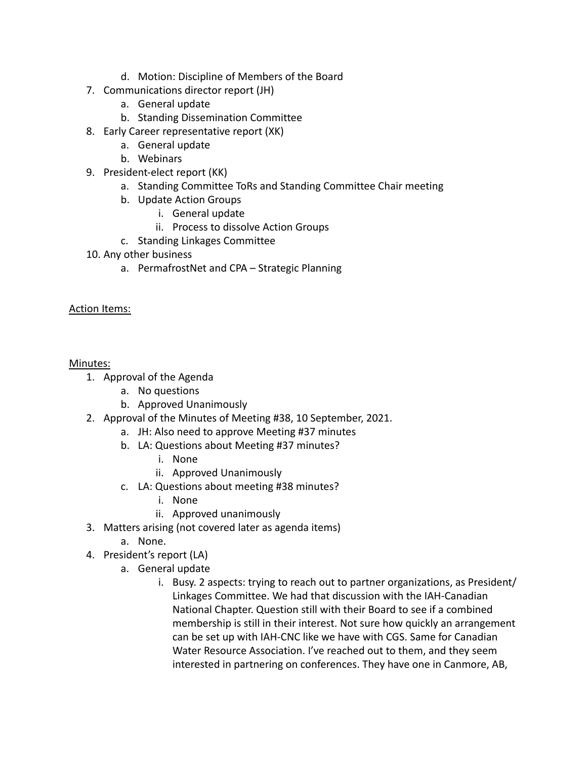d. Motion: Discipline of Members of the Board
7. Communications director report (JH)
   a. General update
   b. Standing Dissemination Committee
8. Early Career representative report (XK)
   a. General update
   b. Webinars
9. President-elect report (KK)
   a. Standing Committee ToRs and Standing Committee Chair meeting
   b. Update Action Groups
      i. General update
      ii. Process to dissolve Action Groups
   c. Standing Linkages Committee
10. Any other business
   a. PermafrostNet and CPA – Strategic Planning

<u>Action Items:</u>

<u>Minutes:</u>

1. Approval of the Agenda
   a. No questions
   b. Approved Unanimously
2. Approval of the Minutes of Meeting #38, 10 September, 2021.
   a. JH: Also need to approve Meeting #37 minutes
   b. LA: Questions about Meeting #37 minutes?
      i. None
      ii. Approved Unanimously
   c. LA: Questions about meeting #38 minutes?
      i. None
      ii. Approved unanimously
3. Matters arising (not covered later as agenda items)
   a. None.
4. President's report (LA)
   a. General update
      i. Busy. 2 aspects: trying to reach out to partner organizations, as President/ Linkages Committee. We had that discussion with the IAH-Canadian National Chapter. Question still with their Board to see if a combined membership is still in their interest. Not sure how quickly an arrangement can be set up with IAH-CNC like we have with CGS. Same for Canadian Water Resource Association. I've reached out to them, and they seem interested in partnering on conferences. They have one in Canmore, AB,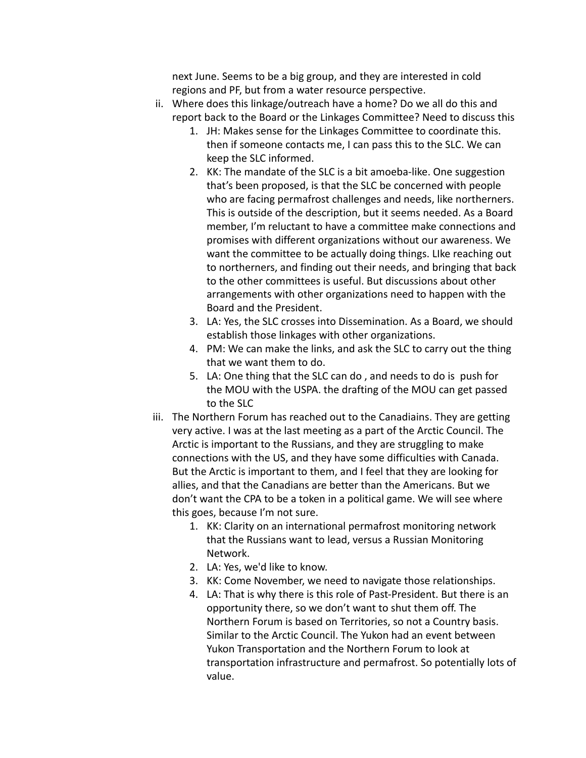next June. Seems to be a big group, and they are interested in cold regions and PF, but from a water resource perspective.

ii. Where does this linkage/outreach have a home? Do we all do this and report back to the Board or the Linkages Committee? Need to discuss this
   1. JH: Makes sense for the Linkages Committee to coordinate this. then if someone contacts me, I can pass this to the SLC. We can keep the SLC informed.
   2. KK: The mandate of the SLC is a bit amoeba-like. One suggestion that's been proposed, is that the SLC be concerned with people who are facing permafrost challenges and needs, like northerners. This is outside of the description, but it seems needed. As a Board member, I'm reluctant to have a committee make connections and promises with different organizations without our awareness. We want the committee to be actually doing things. LIke reaching out to northerners, and finding out their needs, and bringing that back to the other committees is useful. But discussions about other arrangements with other organizations need to happen with the Board and the President.
   3. LA: Yes, the SLC crosses into Dissemination. As a Board, we should establish those linkages with other organizations.
   4. PM: We can make the links, and ask the SLC to carry out the thing that we want them to do.
   5. LA: One thing that the SLC can do , and needs to do is push for the MOU with the USPA. the drafting of the MOU can get passed to the SLC

iii. The Northern Forum has reached out to the Canadiains. They are getting very active. I was at the last meeting as a part of the Arctic Council. The Arctic is important to the Russians, and they are struggling to make connections with the US, and they have some difficulties with Canada. But the Arctic is important to them, and I feel that they are looking for allies, and that the Canadians are better than the Americans. But we don't want the CPA to be a token in a political game. We will see where this goes, because I'm not sure.
   1. KK: Clarity on an international permafrost monitoring network that the Russians want to lead, versus a Russian Monitoring Network.
   2. LA: Yes, we'd like to know.
   3. KK: Come November, we need to navigate those relationships.
   4. LA: That is why there is this role of Past-President. But there is an opportunity there, so we don't want to shut them off. The Northern Forum is based on Territories, so not a Country basis. Similar to the Arctic Council. The Yukon had an event between Yukon Transportation and the Northern Forum to look at transportation infrastructure and permafrost. So potentially lots of value.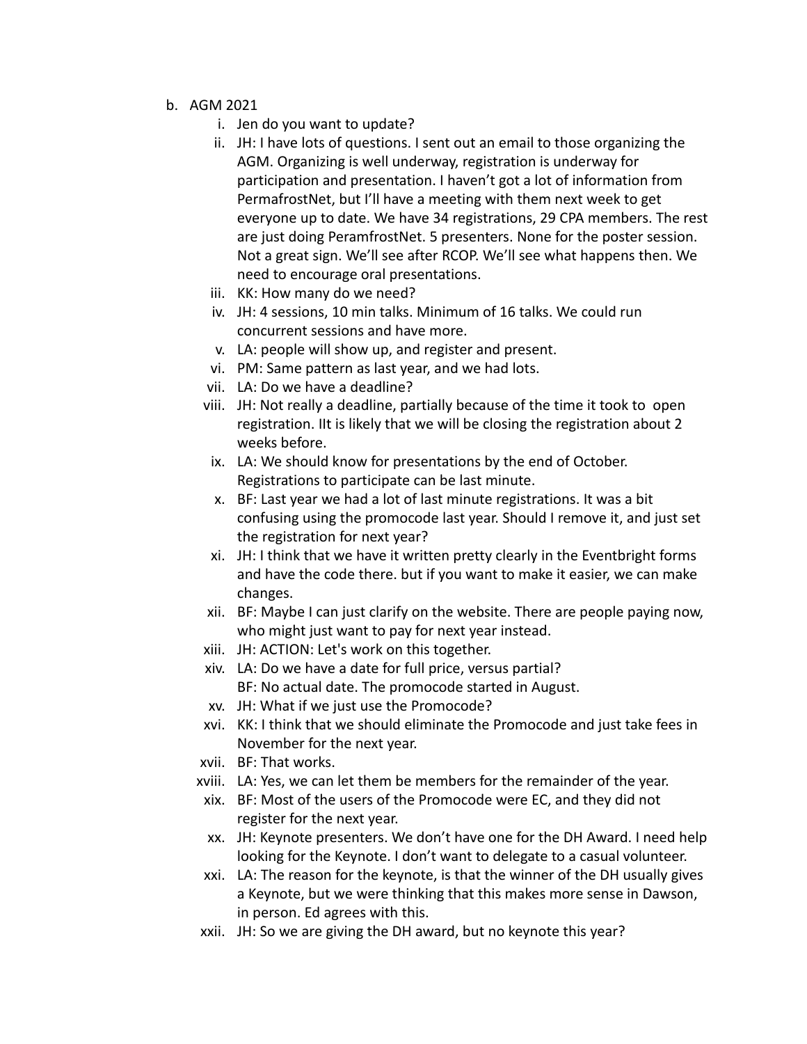b. AGM 2021
   i. Jen do you want to update?
   ii. JH: I have lots of questions. I sent out an email to those organizing the AGM. Organizing is well underway, registration is underway for participation and presentation. I haven't got a lot of information from PermafrostNet, but I'll have a meeting with them next week to get everyone up to date. We have 34 registrations, 29 CPA members. The rest are just doing PeramfrostNet. 5 presenters. None for the poster session. Not a great sign. We'll see after RCOP. We'll see what happens then. We need to encourage oral presentations.
   iii. KK: How many do we need?
   iv. JH: 4 sessions, 10 min talks. Minimum of 16 talks. We could run concurrent sessions and have more.
   v. LA: people will show up, and register and present.
   vi. PM: Same pattern as last year, and we had lots.
   vii. LA: Do we have a deadline?
   viii. JH: Not really a deadline, partially because of the time it took to open registration. IIt is likely that we will be closing the registration about 2 weeks before.
   ix. LA: We should know for presentations by the end of October. Registrations to participate can be last minute.
   x. BF: Last year we had a lot of last minute registrations. It was a bit confusing using the promocode last year. Should I remove it, and just set the registration for next year?
   xi. JH: I think that we have it written pretty clearly in the Eventbright forms and have the code there. but if you want to make it easier, we can make changes.
   xii. BF: Maybe I can just clarify on the website. There are people paying now, who might just want to pay for next year instead.
   xiii. JH: ACTION: Let's work on this together.
   xiv. LA: Do we have a date for full price, versus partial?
   BF: No actual date. The promocode started in August.
   xv. JH: What if we just use the Promocode?
   xvi. KK: I think that we should eliminate the Promocode and just take fees in November for the next year.
   xvii. BF: That works.
   xviii. LA: Yes, we can let them be members for the remainder of the year.
   xix. BF: Most of the users of the Promocode were EC, and they did not register for the next year.
   xx. JH: Keynote presenters. We don't have one for the DH Award. I need help looking for the Keynote. I don't want to delegate to a casual volunteer.
   xxi. LA: The reason for the keynote, is that the winner of the DH usually gives a Keynote, but we were thinking that this makes more sense in Dawson, in person. Ed agrees with this.
   xxii. JH: So we are giving the DH award, but no keynote this year?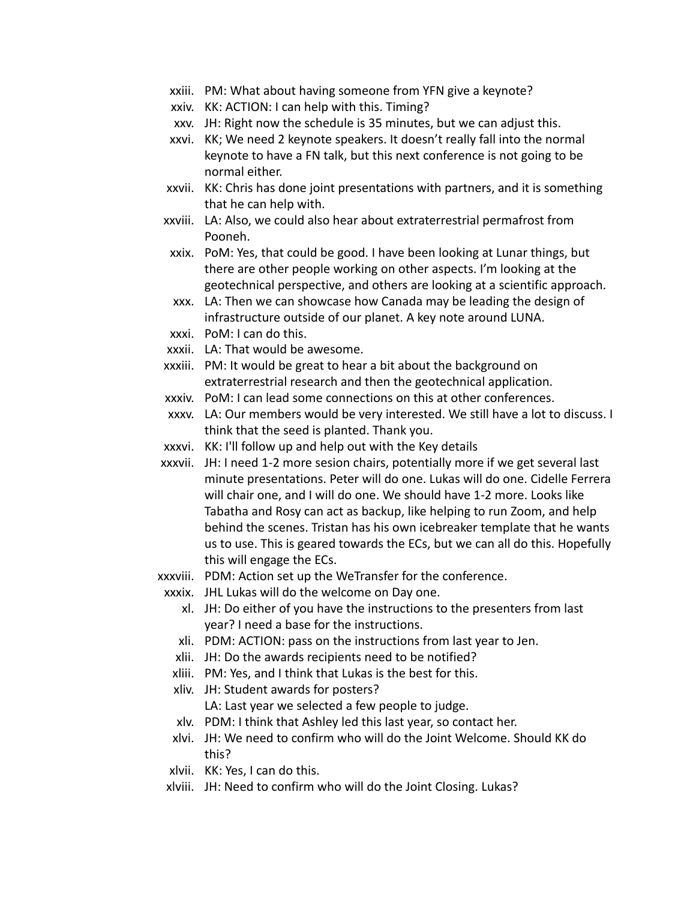xxiii. PM: What about having someone from YFN give a keynote?

xxiv. KK: ACTION: I can help with this. Timing?

xxv. JH: Right now the schedule is 35 minutes, but we can adjust this.

xxvi. KK; We need 2 keynote speakers. It doesn't really fall into the normal keynote to have a FN talk, but this next conference is not going to be normal either.

xxvii. KK: Chris has done joint presentations with partners, and it is something that he can help with.

xxviii. LA: Also, we could also hear about extraterrestrial permafrost from Pooneh.

xxix. PoM: Yes, that could be good. I have been looking at Lunar things, but there are other people working on other aspects. I'm looking at the geotechnical perspective, and others are looking at a scientific approach.

xxx. LA: Then we can showcase how Canada may be leading the design of infrastructure outside of our planet. A key note around LUNA.

xxxi. PoM: I can do this.

xxxii. LA: That would be awesome.

xxxiii. PM: It would be great to hear a bit about the background on extraterrestrial research and then the geotechnical application.

xxxiv. PoM: I can lead some connections on this at other conferences.

xxxv. LA: Our members would be very interested. We still have a lot to discuss. I think that the seed is planted. Thank you.

xxxvi. KK: I'll follow up and help out with the Key details

xxxvii. JH: I need 1-2 more sesion chairs, potentially more if we get several last minute presentations. Peter will do one. Lukas will do one. Cidelle Ferrera will chair one, and I will do one. We should have 1-2 more. Looks like Tabatha and Rosy can act as backup, like helping to run Zoom, and help behind the scenes. Tristan has his own icebreaker template that he wants us to use. This is geared towards the ECs, but we can all do this. Hopefully this will engage the ECs.

xxxviii. PDM: Action set up the WeTransfer for the conference.

xxxix. JHL Lukas will do the welcome on Day one.

xl. JH: Do either of you have the instructions to the presenters from last year? I need a base for the instructions.

xli. PDM: ACTION: pass on the instructions from last year to Jen.

xlii. JH: Do the awards recipients need to be notified?

xliii. PM: Yes, and I think that Lukas is the best for this.

xliv. JH: Student awards for posters?
LA: Last year we selected a few people to judge.

xlv. PDM: I think that Ashley led this last year, so contact her.

xlvi. JH: We need to confirm who will do the Joint Welcome. Should KK do this?

xlvii. KK: Yes, I can do this.

xlviii. JH: Need to confirm who will do the Joint Closing. Lukas?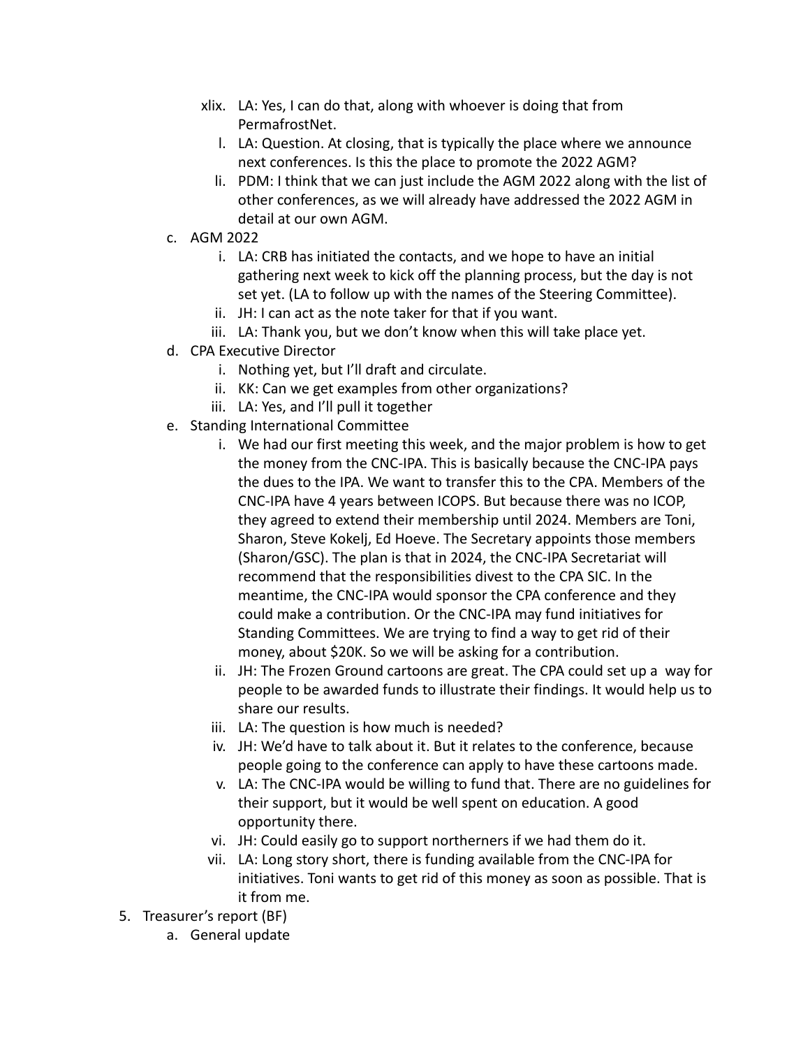xlix. LA: Yes, I can do that, along with whoever is doing that from PermafrostNet.
   l. LA: Question. At closing, that is typically the place where we announce next conferences. Is this the place to promote the 2022 AGM?
   li. PDM: I think that we can just include the AGM 2022 along with the list of other conferences, as we will already have addressed the 2022 AGM in detail at our own AGM.

c. AGM 2022
   i. LA: CRB has initiated the contacts, and we hope to have an initial gathering next week to kick off the planning process, but the day is not set yet. (LA to follow up with the names of the Steering Committee).
   ii. JH: I can act as the note taker for that if you want.
   iii. LA: Thank you, but we don't know when this will take place yet.

d. CPA Executive Director
   i. Nothing yet, but I'll draft and circulate.
   ii. KK: Can we get examples from other organizations?
   iii. LA: Yes, and I'll pull it together

e. Standing International Committee
   i. We had our first meeting this week, and the major problem is how to get the money from the CNC-IPA. This is basically because the CNC-IPA pays the dues to the IPA. We want to transfer this to the CPA. Members of the CNC-IPA have 4 years between ICOPS. But because there was no ICOP, they agreed to extend their membership until 2024. Members are Toni, Sharon, Steve Kokelj, Ed Hoeve. The Secretary appoints those members (Sharon/GSC). The plan is that in 2024, the CNC-IPA Secretariat will recommend that the responsibilities divest to the CPA SIC. In the meantime, the CNC-IPA would sponsor the CPA conference and they could make a contribution. Or the CNC-IPA may fund initiatives for Standing Committees. We are trying to find a way to get rid of their money, about $20K. So we will be asking for a contribution.
   ii. JH: The Frozen Ground cartoons are great. The CPA could set up a way for people to be awarded funds to illustrate their findings. It would help us to share our results.
   iii. LA: The question is how much is needed?
   iv. JH: We'd have to talk about it. But it relates to the conference, because people going to the conference can apply to have these cartoons made.
   v. LA: The CNC-IPA would be willing to fund that. There are no guidelines for their support, but it would be well spent on education. A good opportunity there.
   vi. JH: Could easily go to support northerners if we had them do it.
   vii. LA: Long story short, there is funding available from the CNC-IPA for initiatives. Toni wants to get rid of this money as soon as possible. That is it from me.

5. Treasurer's report (BF)
   a. General update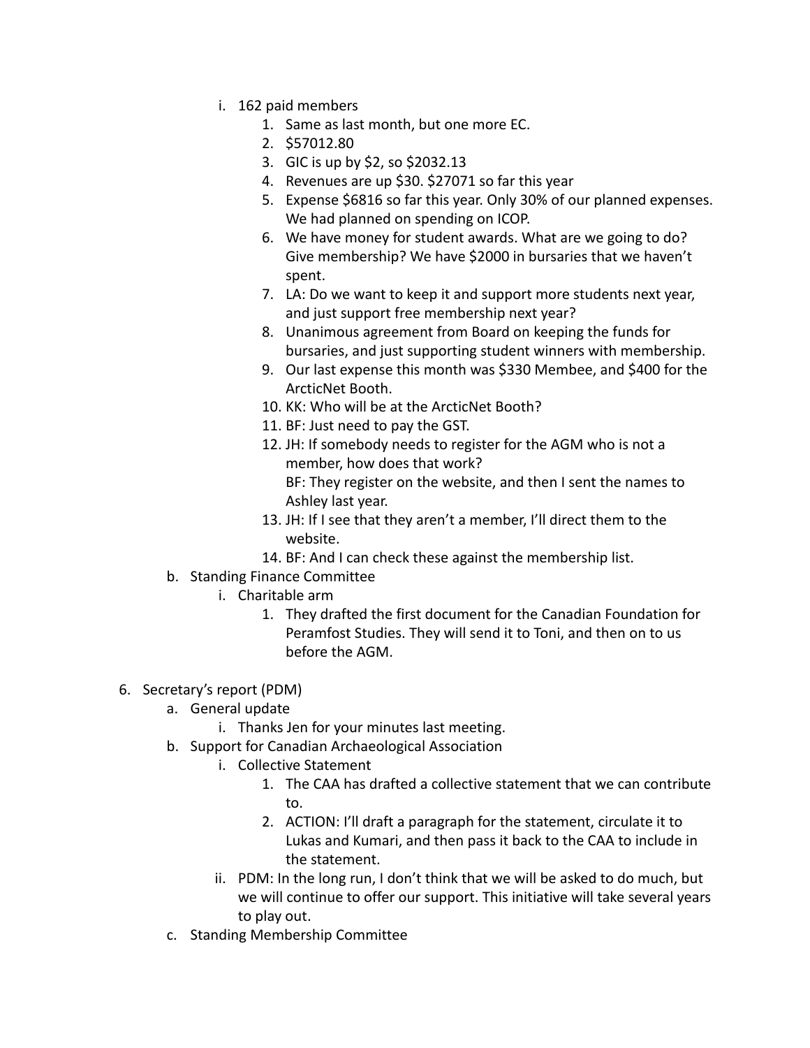i. 162 paid members
      1. Same as last month, but one more EC.
      2. $57012.80
      3. GIC is up by $2, so $2032.13
      4. Revenues are up $30. $27071 so far this year
      5. Expense $6816 so far this year. Only 30% of our planned expenses. We had planned on spending on ICOP.
      6. We have money for student awards. What are we going to do? Give membership? We have $2000 in bursaries that we haven't spent.
      7. LA: Do we want to keep it and support more students next year, and just support free membership next year?
      8. Unanimous agreement from Board on keeping the funds for bursaries, and just supporting student winners with membership.
      9. Our last expense this month was $330 Membee, and $400 for the ArcticNet Booth.
      10. KK: Who will be at the ArcticNet Booth?
      11. BF: Just need to pay the GST.
      12. JH: If somebody needs to register for the AGM who is not a member, how does that work?
          BF: They register on the website, and then I sent the names to Ashley last year.
      13. JH: If I see that they aren't a member, I'll direct them to the website.
      14. BF: And I can check these against the membership list.

b. Standing Finance Committee
   i. Charitable arm
      1. They drafted the first document for the Canadian Foundation for Peramfost Studies. They will send it to Toni, and then on to us before the AGM.

6. Secretary's report (PDM)
   a. General update
      i. Thanks Jen for your minutes last meeting.
   b. Support for Canadian Archaeological Association
      i. Collective Statement
         1. The CAA has drafted a collective statement that we can contribute to.
         2. ACTION: I'll draft a paragraph for the statement, circulate it to Lukas and Kumari, and then pass it back to the CAA to include in the statement.
      ii. PDM: In the long run, I don't think that we will be asked to do much, but we will continue to offer our support. This initiative will take several years to play out.
   c. Standing Membership Committee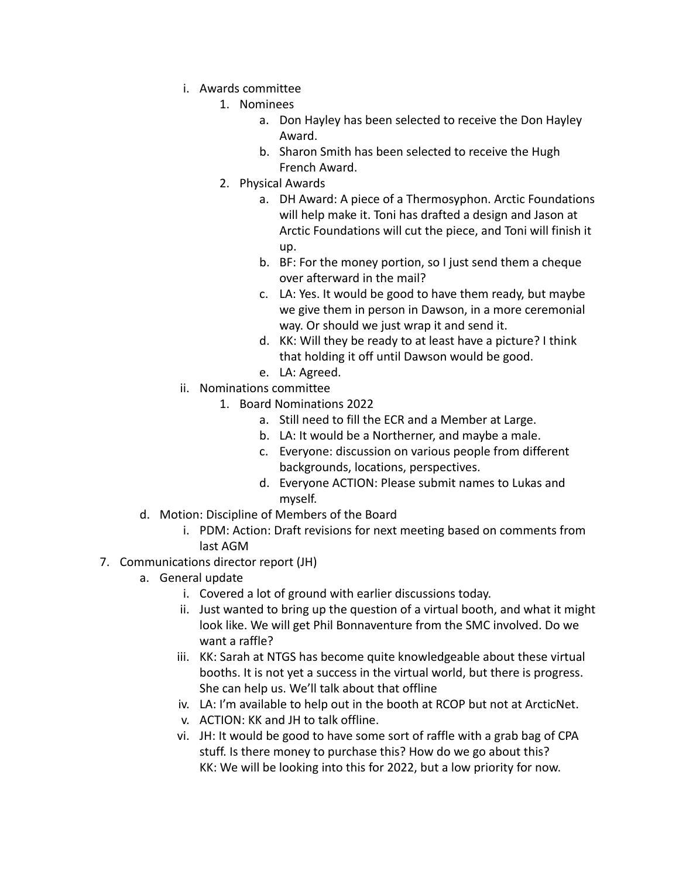- i. Awards committee
    1. Nominees
        - a. Don Hayley has been selected to receive the Don Hayley Award.
        - b. Sharon Smith has been selected to receive the Hugh French Award.
    2. Physical Awards
        - a. DH Award: A piece of a Thermosyphon. Arctic Foundations will help make it. Toni has drafted a design and Jason at Arctic Foundations will cut the piece, and Toni will finish it up.
        - b. BF: For the money portion, so I just send them a cheque over afterward in the mail?
        - c. LA: Yes. It would be good to have them ready, but maybe we give them in person in Dawson, in a more ceremonial way. Or should we just wrap it and send it.
        - d. KK: Will they be ready to at least have a picture? I think that holding it off until Dawson would be good.
        - e. LA: Agreed.
- ii. Nominations committee
    1. Board Nominations 2022
        - a. Still need to fill the ECR and a Member at Large.
        - b. LA: It would be a Northerner, and maybe a male.
        - c. Everyone: discussion on various people from different backgrounds, locations, perspectives.
        - d. Everyone ACTION: Please submit names to Lukas and myself.

d. Motion: Discipline of Members of the Board
- i. PDM: Action: Draft revisions for next meeting based on comments from last AGM

7. Communications director report (JH)
    - a. General update
        - i. Covered a lot of ground with earlier discussions today.
        - ii. Just wanted to bring up the question of a virtual booth, and what it might look like. We will get Phil Bonnaventure from the SMC involved. Do we want a raffle?
        - iii. KK: Sarah at NTGS has become quite knowledgeable about these virtual booths. It is not yet a success in the virtual world, but there is progress. She can help us. We'll talk about that offline
        - iv. LA: I'm available to help out in the booth at RCOP but not at ArcticNet.
        - v. ACTION: KK and JH to talk offline.
        - vi. JH: It would be good to have some sort of raffle with a grab bag of CPA stuff. Is there money to purchase this? How do we go about this?  
          KK: We will be looking into this for 2022, but a low priority for now.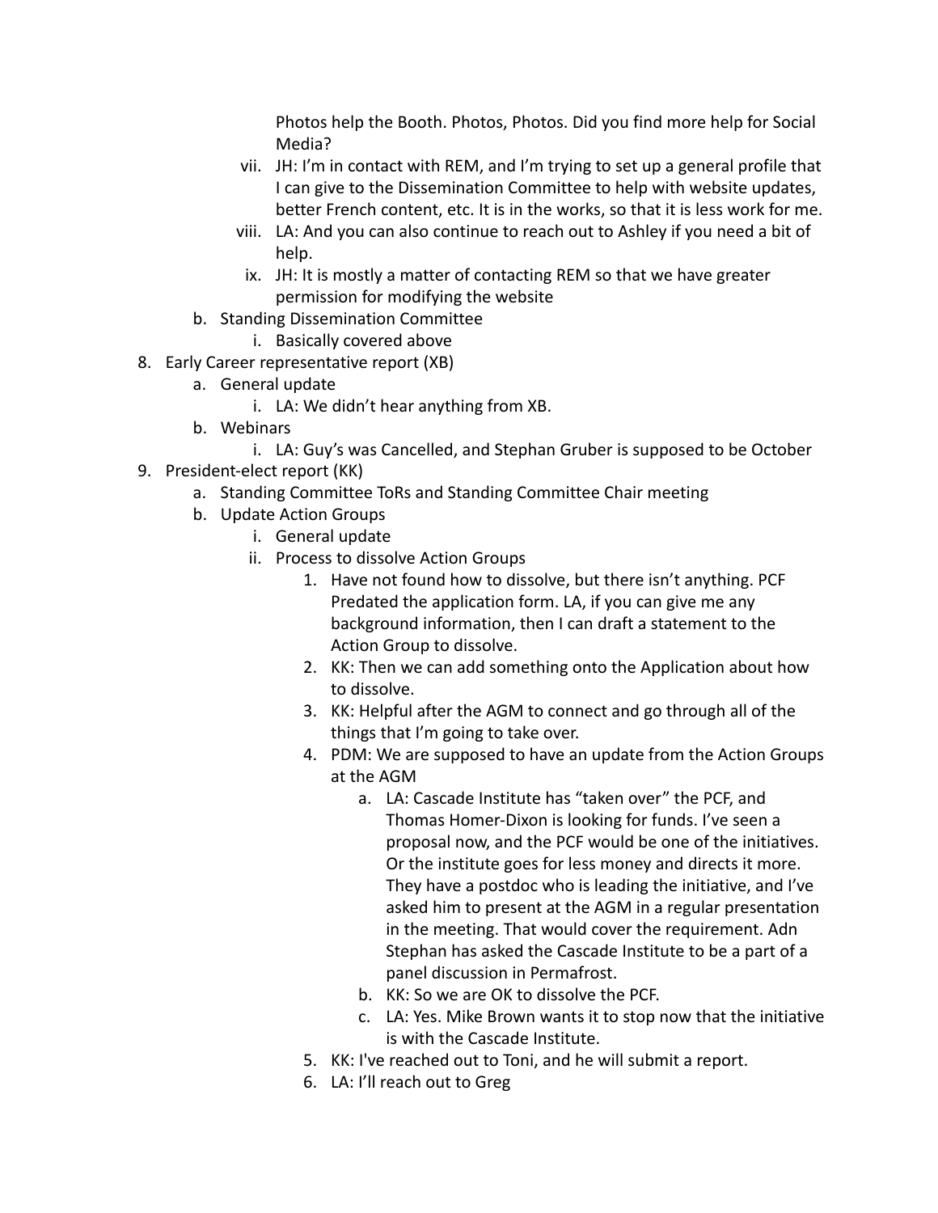Photos help the Booth. Photos, Photos. Did you find more help for Social Media?

   vii. JH: I'm in contact with REM, and I'm trying to set up a general profile that I can give to the Dissemination Committee to help with website updates, better French content, etc. It is in the works, so that it is less work for me.
   viii. LA: And you can also continue to reach out to Ashley if you need a bit of help.
   ix. JH: It is mostly a matter of contacting REM so that we have greater permission for modifying the website

b. Standing Dissemination Committee
   i. Basically covered above

8. Early Career representative report (XB)
   a. General update
      i. LA: We didn't hear anything from XB.
   b. Webinars
      i. LA: Guy's was Cancelled, and Stephan Gruber is supposed to be October
9. President-elect report (KK)
   a. Standing Committee ToRs and Standing Committee Chair meeting
   b. Update Action Groups
      i. General update
      ii. Process to dissolve Action Groups
         1. Have not found how to dissolve, but there isn't anything. PCF Predated the application form. LA, if you can give me any background information, then I can draft a statement to the Action Group to dissolve.
         2. KK: Then we can add something onto the Application about how to dissolve.
         3. KK: Helpful after the AGM to connect and go through all of the things that I'm going to take over.
         4. PDM: We are supposed to have an update from the Action Groups at the AGM
            a. LA: Cascade Institute has "taken over" the PCF, and Thomas Homer-Dixon is looking for funds. I've seen a proposal now, and the PCF would be one of the initiatives. Or the institute goes for less money and directs it more. They have a postdoc who is leading the initiative, and I've asked him to present at the AGM in a regular presentation in the meeting. That would cover the requirement. Adn Stephan has asked the Cascade Institute to be a part of a panel discussion in Permafrost.
            b. KK: So we are OK to dissolve the PCF.
            c. LA: Yes. Mike Brown wants it to stop now that the initiative is with the Cascade Institute.
         5. KK: I've reached out to Toni, and he will submit a report.
         6. LA: I'll reach out to Greg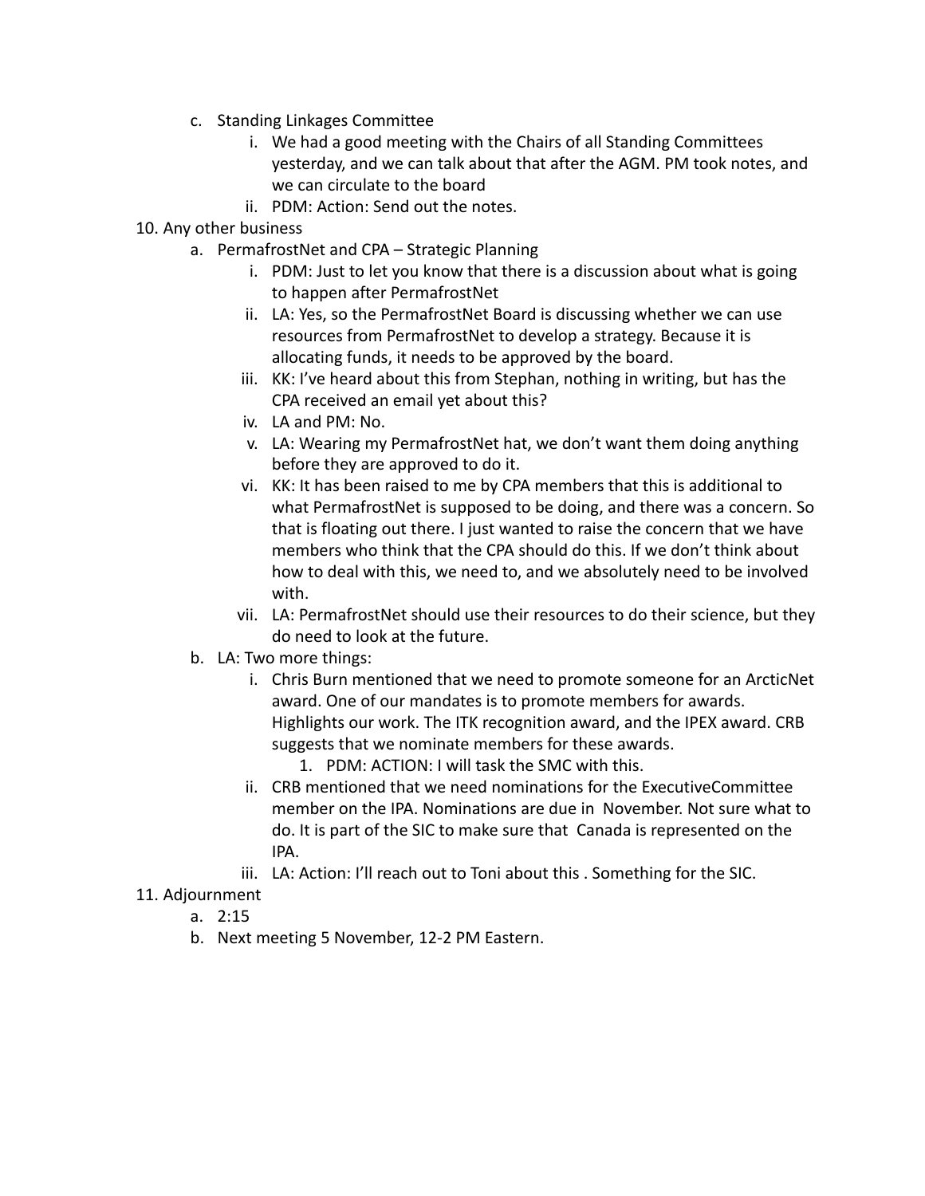c. Standing Linkages Committee
   i. We had a good meeting with the Chairs of all Standing Committees yesterday, and we can talk about that after the AGM. PM took notes, and we can circulate to the board
   ii. PDM: Action: Send out the notes.

10. Any other business
   a. PermafrostNet and CPA – Strategic Planning
      i. PDM: Just to let you know that there is a discussion about what is going to happen after PermafrostNet
      ii. LA: Yes, so the PermafrostNet Board is discussing whether we can use resources from PermafrostNet to develop a strategy. Because it is allocating funds, it needs to be approved by the board.
      iii. KK: I've heard about this from Stephan, nothing in writing, but has the CPA received an email yet about this?
      iv. LA and PM: No.
      v. LA: Wearing my PermafrostNet hat, we don't want them doing anything before they are approved to do it.
      vi. KK: It has been raised to me by CPA members that this is additional to what PermafrostNet is supposed to be doing, and there was a concern. So that is floating out there. I just wanted to raise the concern that we have members who think that the CPA should do this. If we don't think about how to deal with this, we need to, and we absolutely need to be involved with.
      vii. LA: PermafrostNet should use their resources to do their science, but they do need to look at the future.
   b. LA: Two more things:
      i. Chris Burn mentioned that we need to promote someone for an ArcticNet award. One of our mandates is to promote members for awards. Highlights our work. The ITK recognition award, and the IPEX award. CRB suggests that we nominate members for these awards.
         1. PDM: ACTION: I will task the SMC with this.
      ii. CRB mentioned that we need nominations for the ExecutiveCommittee member on the IPA. Nominations are due in November. Not sure what to do. It is part of the SIC to make sure that Canada is represented on the IPA.
      iii. LA: Action: I'll reach out to Toni about this . Something for the SIC.

11. Adjournment
   a. 2:15
   b. Next meeting 5 November, 12-2 PM Eastern.